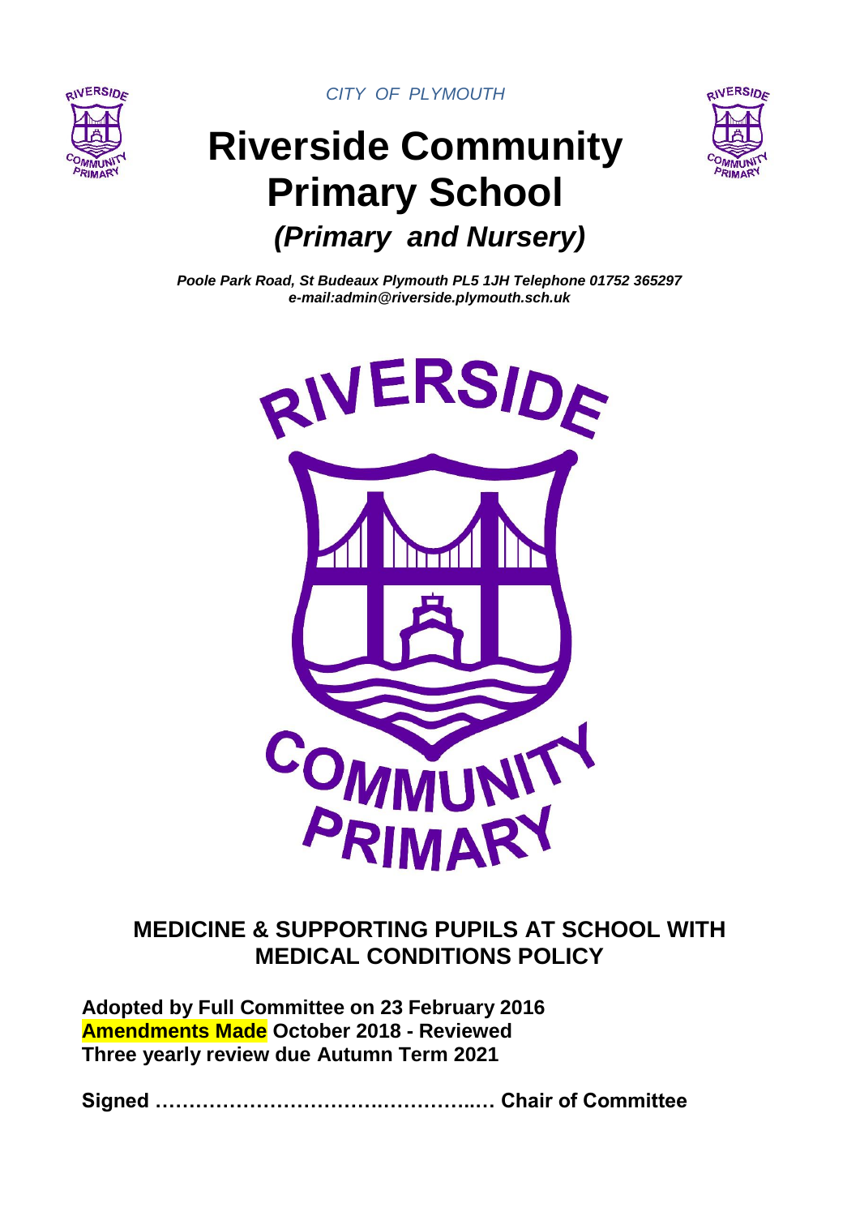*CITY OF PLYMOUTH*

# Riverside Community Primary School

## *(Primary and Nursery)*

***Poole Park Road, St Budeaux Plymouth PL5 1JH Telephone 01752 365297***
***e-mail:admin@riverside.plymouth.sch.uk***

## MEDICINE & SUPPORTING PUPILS AT SCHOOL WITH MEDICAL CONDITIONS POLICY

**Adopted by Full Committee on 23 February 2016**
**Amendments Made October 2018 - Reviewed**
**Three yearly review due Autumn Term 2021**

**Signed …………………………………………… Chair of Committee**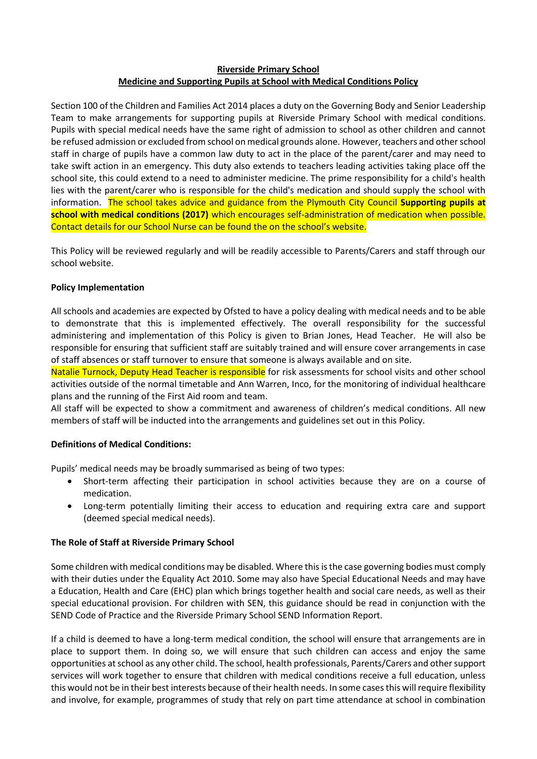**Riverside Primary School**
**Medicine and Supporting Pupils at School with Medical Conditions Policy**

Section 100 of the Children and Families Act 2014 places a duty on the Governing Body and Senior Leadership Team to make arrangements for supporting pupils at Riverside Primary School with medical conditions. Pupils with special medical needs have the same right of admission to school as other children and cannot be refused admission or excluded from school on medical grounds alone. However, teachers and other school staff in charge of pupils have a common law duty to act in the place of the parent/carer and may need to take swift action in an emergency. This duty also extends to teachers leading activities taking place off the school site, this could extend to a need to administer medicine. The prime responsibility for a child's health lies with the parent/carer who is responsible for the child's medication and should supply the school with information. The school takes advice and guidance from the Plymouth City Council **Supporting pupils at school with medical conditions (2017)** which encourages self-administration of medication when possible. Contact details for our School Nurse can be found the on the school's website.

This Policy will be reviewed regularly and will be readily accessible to Parents/Carers and staff through our school website.

**Policy Implementation**

All schools and academies are expected by Ofsted to have a policy dealing with medical needs and to be able to demonstrate that this is implemented effectively. The overall responsibility for the successful administering and implementation of this Policy is given to Brian Jones, Head Teacher. He will also be responsible for ensuring that sufficient staff are suitably trained and will ensure cover arrangements in case of staff absences or staff turnover to ensure that someone is always available and on site.
Natalie Turnock, Deputy Head Teacher is responsible for risk assessments for school visits and other school activities outside of the normal timetable and Ann Warren, Inco, for the monitoring of individual healthcare plans and the running of the First Aid room and team.
All staff will be expected to show a commitment and awareness of children's medical conditions. All new members of staff will be inducted into the arrangements and guidelines set out in this Policy.

**Definitions of Medical Conditions:**

Pupils' medical needs may be broadly summarised as being of two types:

- Short-term affecting their participation in school activities because they are on a course of medication.
- Long-term potentially limiting their access to education and requiring extra care and support (deemed special medical needs).

**The Role of Staff at Riverside Primary School**

Some children with medical conditions may be disabled. Where this is the case governing bodies must comply with their duties under the Equality Act 2010. Some may also have Special Educational Needs and may have a Education, Health and Care (EHC) plan which brings together health and social care needs, as well as their special educational provision. For children with SEN, this guidance should be read in conjunction with the SEND Code of Practice and the Riverside Primary School SEND Information Report.

If a child is deemed to have a long-term medical condition, the school will ensure that arrangements are in place to support them. In doing so, we will ensure that such children can access and enjoy the same opportunities at school as any other child. The school, health professionals, Parents/Carers and other support services will work together to ensure that children with medical conditions receive a full education, unless this would not be in their best interests because of their health needs. In some cases this will require flexibility and involve, for example, programmes of study that rely on part time attendance at school in combination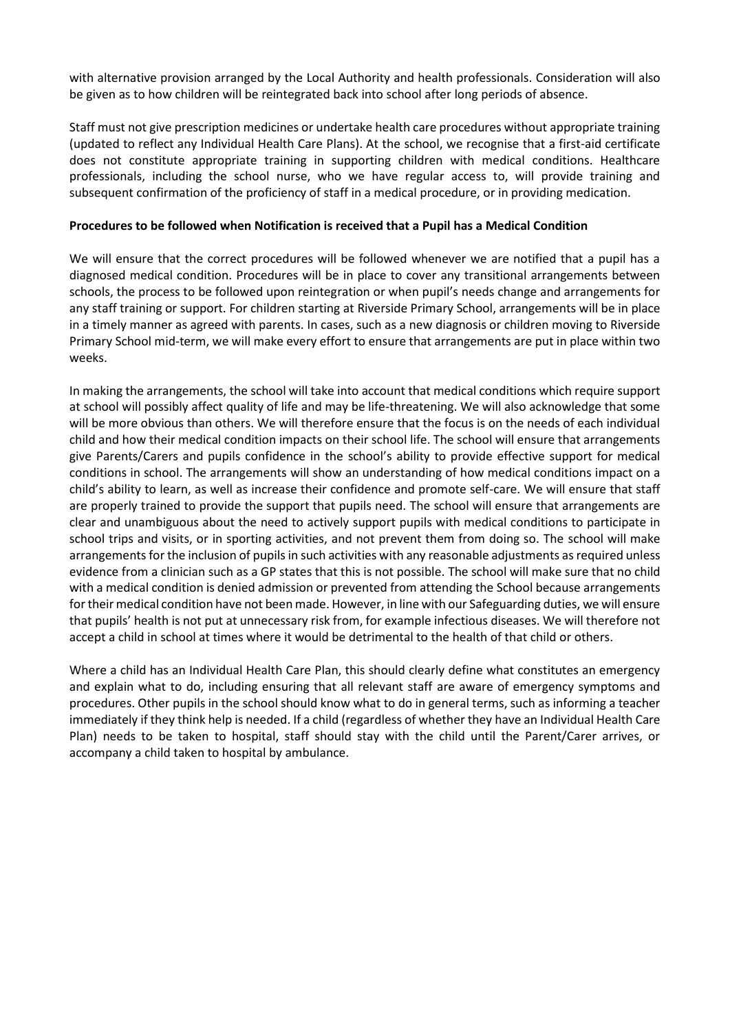with alternative provision arranged by the Local Authority and health professionals. Consideration will also be given as to how children will be reintegrated back into school after long periods of absence.

Staff must not give prescription medicines or undertake health care procedures without appropriate training (updated to reflect any Individual Health Care Plans). At the school, we recognise that a first-aid certificate does not constitute appropriate training in supporting children with medical conditions. Healthcare professionals, including the school nurse, who we have regular access to, will provide training and subsequent confirmation of the proficiency of staff in a medical procedure, or in providing medication.

**Procedures to be followed when Notification is received that a Pupil has a Medical Condition**

We will ensure that the correct procedures will be followed whenever we are notified that a pupil has a diagnosed medical condition. Procedures will be in place to cover any transitional arrangements between schools, the process to be followed upon reintegration or when pupil's needs change and arrangements for any staff training or support. For children starting at Riverside Primary School, arrangements will be in place in a timely manner as agreed with parents. In cases, such as a new diagnosis or children moving to Riverside Primary School mid-term, we will make every effort to ensure that arrangements are put in place within two weeks.

In making the arrangements, the school will take into account that medical conditions which require support at school will possibly affect quality of life and may be life-threatening. We will also acknowledge that some will be more obvious than others. We will therefore ensure that the focus is on the needs of each individual child and how their medical condition impacts on their school life. The school will ensure that arrangements give Parents/Carers and pupils confidence in the school's ability to provide effective support for medical conditions in school. The arrangements will show an understanding of how medical conditions impact on a child's ability to learn, as well as increase their confidence and promote self-care. We will ensure that staff are properly trained to provide the support that pupils need. The school will ensure that arrangements are clear and unambiguous about the need to actively support pupils with medical conditions to participate in school trips and visits, or in sporting activities, and not prevent them from doing so. The school will make arrangements for the inclusion of pupils in such activities with any reasonable adjustments as required unless evidence from a clinician such as a GP states that this is not possible. The school will make sure that no child with a medical condition is denied admission or prevented from attending the School because arrangements for their medical condition have not been made. However, in line with our Safeguarding duties, we will ensure that pupils' health is not put at unnecessary risk from, for example infectious diseases. We will therefore not accept a child in school at times where it would be detrimental to the health of that child or others.

Where a child has an Individual Health Care Plan, this should clearly define what constitutes an emergency and explain what to do, including ensuring that all relevant staff are aware of emergency symptoms and procedures. Other pupils in the school should know what to do in general terms, such as informing a teacher immediately if they think help is needed. If a child (regardless of whether they have an Individual Health Care Plan) needs to be taken to hospital, staff should stay with the child until the Parent/Carer arrives, or accompany a child taken to hospital by ambulance.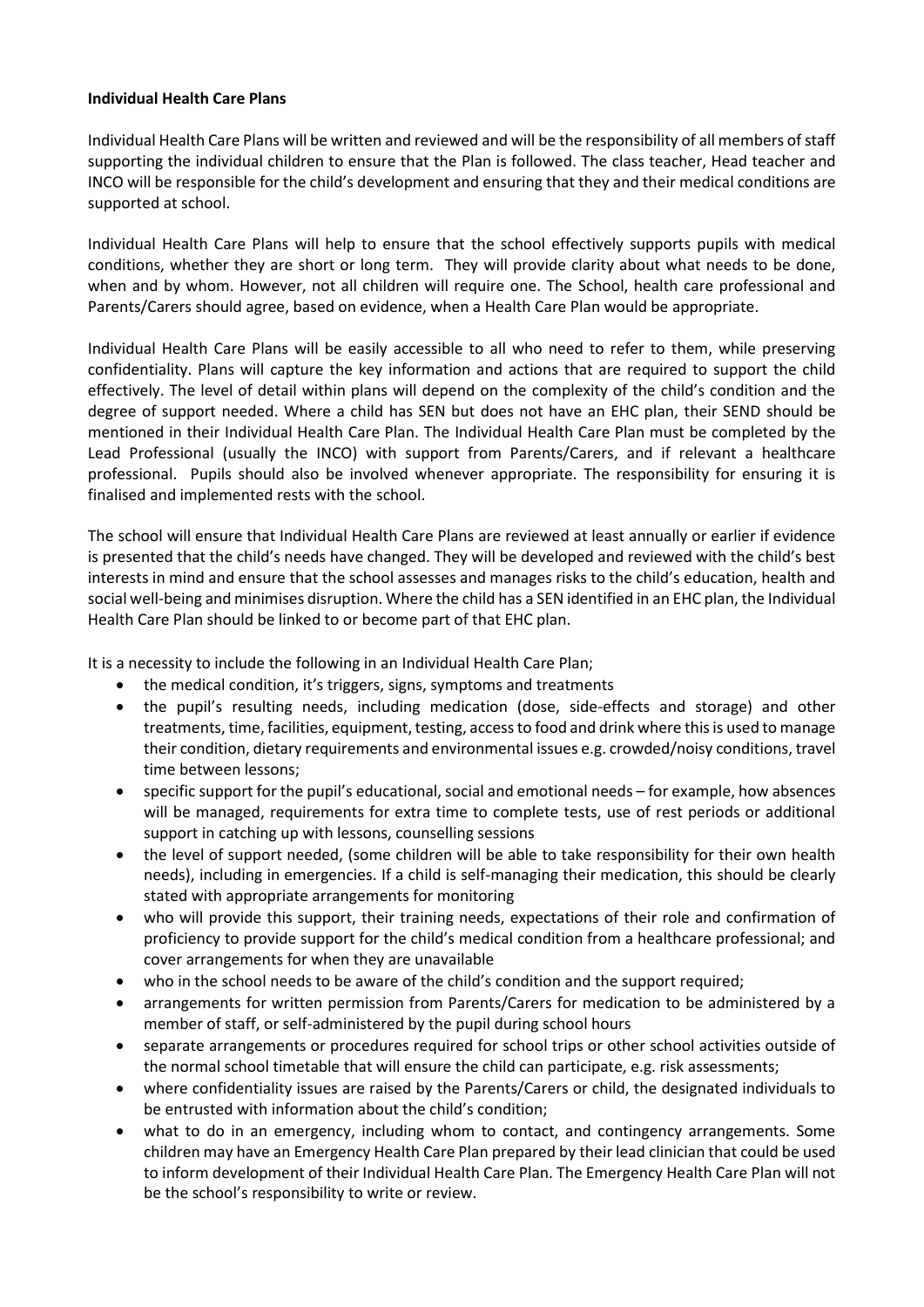**Individual Health Care Plans**

Individual Health Care Plans will be written and reviewed and will be the responsibility of all members of staff supporting the individual children to ensure that the Plan is followed. The class teacher, Head teacher and INCO will be responsible for the child's development and ensuring that they and their medical conditions are supported at school.

Individual Health Care Plans will help to ensure that the school effectively supports pupils with medical conditions, whether they are short or long term. They will provide clarity about what needs to be done, when and by whom. However, not all children will require one. The School, health care professional and Parents/Carers should agree, based on evidence, when a Health Care Plan would be appropriate.

Individual Health Care Plans will be easily accessible to all who need to refer to them, while preserving confidentiality. Plans will capture the key information and actions that are required to support the child effectively. The level of detail within plans will depend on the complexity of the child's condition and the degree of support needed. Where a child has SEN but does not have an EHC plan, their SEND should be mentioned in their Individual Health Care Plan. The Individual Health Care Plan must be completed by the Lead Professional (usually the INCO) with support from Parents/Carers, and if relevant a healthcare professional. Pupils should also be involved whenever appropriate. The responsibility for ensuring it is finalised and implemented rests with the school.

The school will ensure that Individual Health Care Plans are reviewed at least annually or earlier if evidence is presented that the child's needs have changed. They will be developed and reviewed with the child's best interests in mind and ensure that the school assesses and manages risks to the child's education, health and social well-being and minimises disruption. Where the child has a SEN identified in an EHC plan, the Individual Health Care Plan should be linked to or become part of that EHC plan.

It is a necessity to include the following in an Individual Health Care Plan;

- the medical condition, it's triggers, signs, symptoms and treatments
- the pupil's resulting needs, including medication (dose, side-effects and storage) and other treatments, time, facilities, equipment, testing, access to food and drink where this is used to manage their condition, dietary requirements and environmental issues e.g. crowded/noisy conditions, travel time between lessons;
- specific support for the pupil's educational, social and emotional needs – for example, how absences will be managed, requirements for extra time to complete tests, use of rest periods or additional support in catching up with lessons, counselling sessions
- the level of support needed, (some children will be able to take responsibility for their own health needs), including in emergencies. If a child is self-managing their medication, this should be clearly stated with appropriate arrangements for monitoring
- who will provide this support, their training needs, expectations of their role and confirmation of proficiency to provide support for the child's medical condition from a healthcare professional; and cover arrangements for when they are unavailable
- who in the school needs to be aware of the child's condition and the support required;
- arrangements for written permission from Parents/Carers for medication to be administered by a member of staff, or self-administered by the pupil during school hours
- separate arrangements or procedures required for school trips or other school activities outside of the normal school timetable that will ensure the child can participate, e.g. risk assessments;
- where confidentiality issues are raised by the Parents/Carers or child, the designated individuals to be entrusted with information about the child's condition;
- what to do in an emergency, including whom to contact, and contingency arrangements. Some children may have an Emergency Health Care Plan prepared by their lead clinician that could be used to inform development of their Individual Health Care Plan. The Emergency Health Care Plan will not be the school's responsibility to write or review.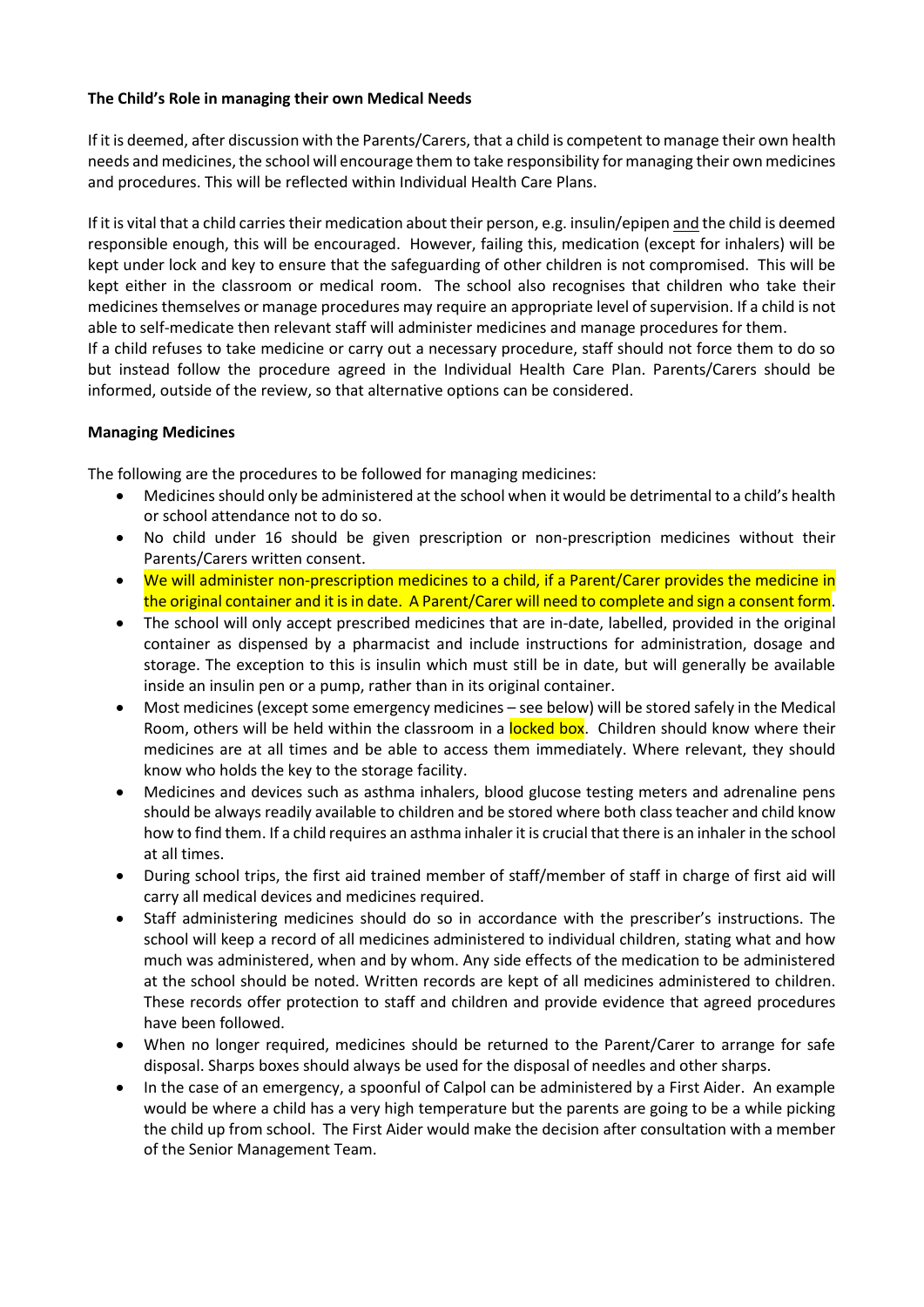**The Child's Role in managing their own Medical Needs**

If it is deemed, after discussion with the Parents/Carers, that a child is competent to manage their own health needs and medicines, the school will encourage them to take responsibility for managing their own medicines and procedures. This will be reflected within Individual Health Care Plans.

If it is vital that a child carries their medication about their person, e.g. insulin/epipen and the child is deemed responsible enough, this will be encouraged. However, failing this, medication (except for inhalers) will be kept under lock and key to ensure that the safeguarding of other children is not compromised. This will be kept either in the classroom or medical room. The school also recognises that children who take their medicines themselves or manage procedures may require an appropriate level of supervision. If a child is not able to self-medicate then relevant staff will administer medicines and manage procedures for them.
If a child refuses to take medicine or carry out a necessary procedure, staff should not force them to do so but instead follow the procedure agreed in the Individual Health Care Plan. Parents/Carers should be informed, outside of the review, so that alternative options can be considered.

**Managing Medicines**

The following are the procedures to be followed for managing medicines:

- Medicines should only be administered at the school when it would be detrimental to a child's health or school attendance not to do so.
- No child under 16 should be given prescription or non-prescription medicines without their Parents/Carers written consent.
- We will administer non-prescription medicines to a child, if a Parent/Carer provides the medicine in the original container and it is in date. A Parent/Carer will need to complete and sign a consent form.
- The school will only accept prescribed medicines that are in-date, labelled, provided in the original container as dispensed by a pharmacist and include instructions for administration, dosage and storage. The exception to this is insulin which must still be in date, but will generally be available inside an insulin pen or a pump, rather than in its original container.
- Most medicines (except some emergency medicines – see below) will be stored safely in the Medical Room, others will be held within the classroom in a locked box. Children should know where their medicines are at all times and be able to access them immediately. Where relevant, they should know who holds the key to the storage facility.
- Medicines and devices such as asthma inhalers, blood glucose testing meters and adrenaline pens should be always readily available to children and be stored where both class teacher and child know how to find them. If a child requires an asthma inhaler it is crucial that there is an inhaler in the school at all times.
- During school trips, the first aid trained member of staff/member of staff in charge of first aid will carry all medical devices and medicines required.
- Staff administering medicines should do so in accordance with the prescriber's instructions. The school will keep a record of all medicines administered to individual children, stating what and how much was administered, when and by whom. Any side effects of the medication to be administered at the school should be noted. Written records are kept of all medicines administered to children. These records offer protection to staff and children and provide evidence that agreed procedures have been followed.
- When no longer required, medicines should be returned to the Parent/Carer to arrange for safe disposal. Sharps boxes should always be used for the disposal of needles and other sharps.
- In the case of an emergency, a spoonful of Calpol can be administered by a First Aider. An example would be where a child has a very high temperature but the parents are going to be a while picking the child up from school. The First Aider would make the decision after consultation with a member of the Senior Management Team.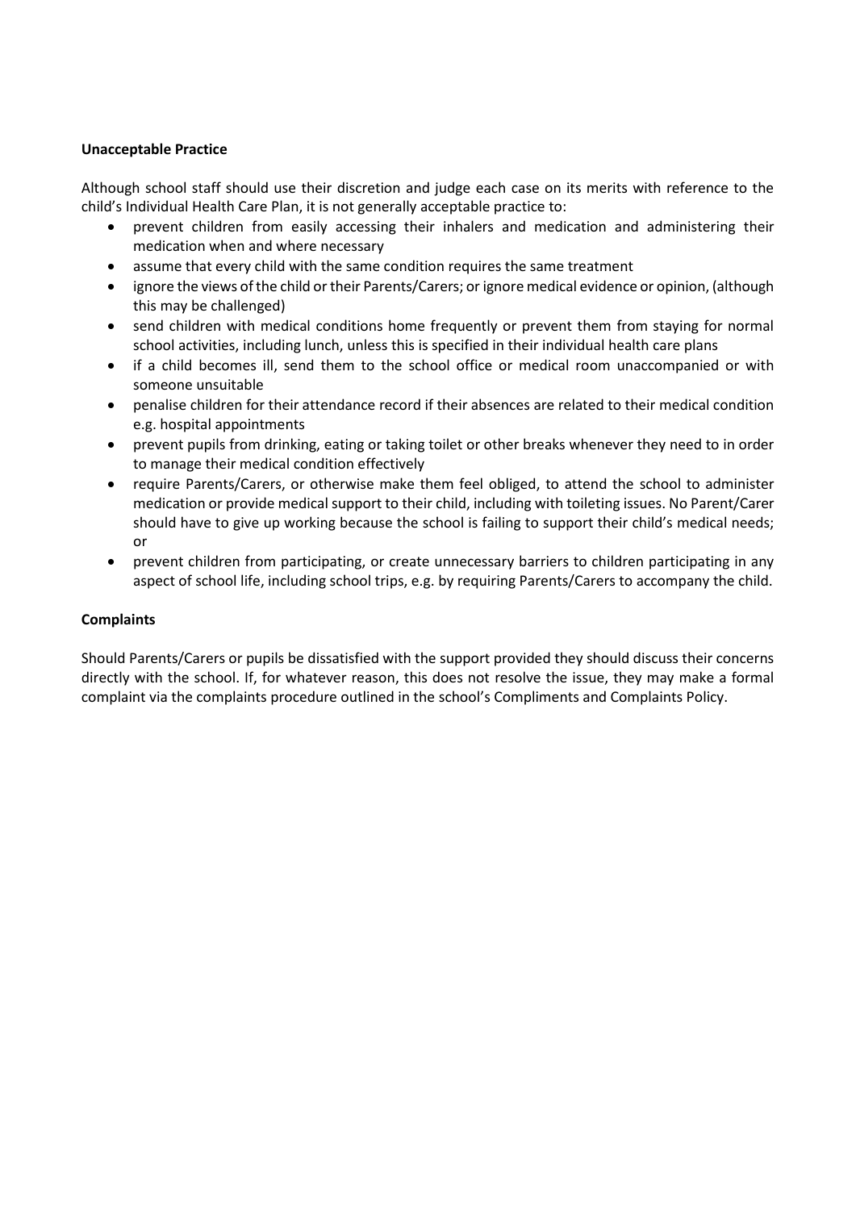**Unacceptable Practice**

Although school staff should use their discretion and judge each case on its merits with reference to the child's Individual Health Care Plan, it is not generally acceptable practice to:

- prevent children from easily accessing their inhalers and medication and administering their medication when and where necessary
- assume that every child with the same condition requires the same treatment
- ignore the views of the child or their Parents/Carers; or ignore medical evidence or opinion, (although this may be challenged)
- send children with medical conditions home frequently or prevent them from staying for normal school activities, including lunch, unless this is specified in their individual health care plans
- if a child becomes ill, send them to the school office or medical room unaccompanied or with someone unsuitable
- penalise children for their attendance record if their absences are related to their medical condition e.g. hospital appointments
- prevent pupils from drinking, eating or taking toilet or other breaks whenever they need to in order to manage their medical condition effectively
- require Parents/Carers, or otherwise make them feel obliged, to attend the school to administer medication or provide medical support to their child, including with toileting issues. No Parent/Carer should have to give up working because the school is failing to support their child's medical needs; or
- prevent children from participating, or create unnecessary barriers to children participating in any aspect of school life, including school trips, e.g. by requiring Parents/Carers to accompany the child.

**Complaints**

Should Parents/Carers or pupils be dissatisfied with the support provided they should discuss their concerns directly with the school. If, for whatever reason, this does not resolve the issue, they may make a formal complaint via the complaints procedure outlined in the school's Compliments and Complaints Policy.